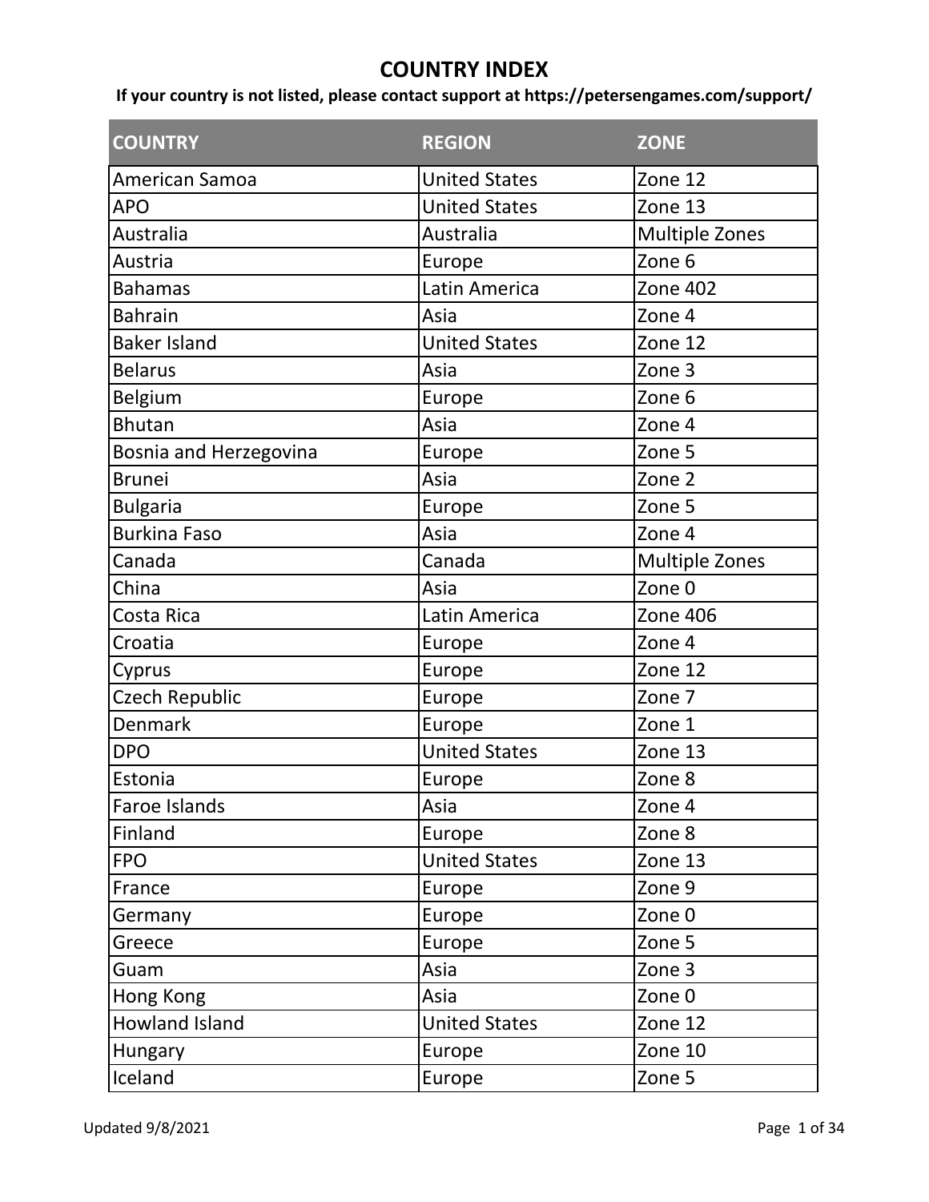# COUNTRY INDEX

**If your country is not listed, please contact support at https://petersengames.com/support/**

| COUNTRY | REGION | ZONE |
|---|---|---|
| American Samoa | United States | Zone 12 |
| APO | United States | Zone 13 |
| Australia | Australia | Multiple Zones |
| Austria | Europe | Zone 6 |
| Bahamas | Latin America | Zone 402 |
| Bahrain | Asia | Zone 4 |
| Baker Island | United States | Zone 12 |
| Belarus | Asia | Zone 3 |
| Belgium | Europe | Zone 6 |
| Bhutan | Asia | Zone 4 |
| Bosnia and Herzegovina | Europe | Zone 5 |
| Brunei | Asia | Zone 2 |
| Bulgaria | Europe | Zone 5 |
| Burkina Faso | Asia | Zone 4 |
| Canada | Canada | Multiple Zones |
| China | Asia | Zone 0 |
| Costa Rica | Latin America | Zone 406 |
| Croatia | Europe | Zone 4 |
| Cyprus | Europe | Zone 12 |
| Czech Republic | Europe | Zone 7 |
| Denmark | Europe | Zone 1 |
| DPO | United States | Zone 13 |
| Estonia | Europe | Zone 8 |
| Faroe Islands | Asia | Zone 4 |
| Finland | Europe | Zone 8 |
| FPO | United States | Zone 13 |
| France | Europe | Zone 9 |
| Germany | Europe | Zone 0 |
| Greece | Europe | Zone 5 |
| Guam | Asia | Zone 3 |
| Hong Kong | Asia | Zone 0 |
| Howland Island | United States | Zone 12 |
| Hungary | Europe | Zone 10 |
| Iceland | Europe | Zone 5 |

Updated 9/8/2021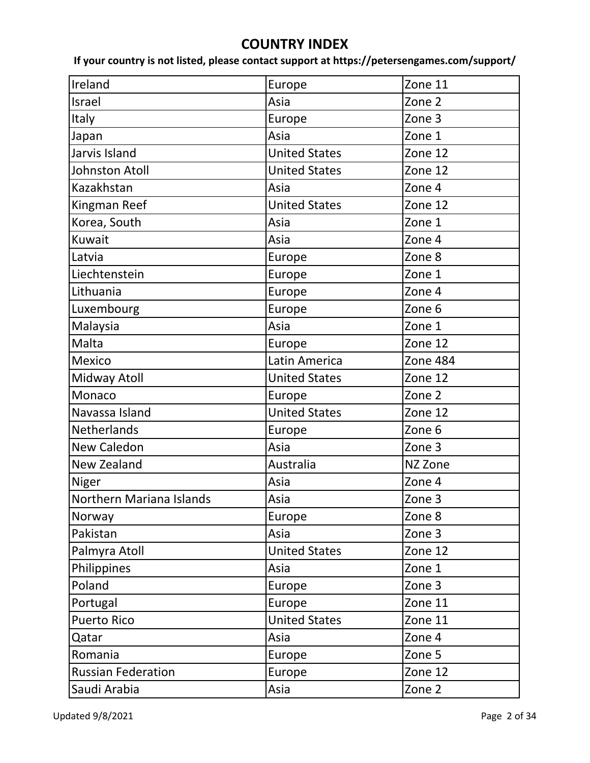# COUNTRY INDEX

**If your country is not listed, please contact support at https://petersengames.com/support/**

| | | |
|---|---|---|
| Ireland | Europe | Zone 11 |
| Israel | Asia | Zone 2 |
| Italy | Europe | Zone 3 |
| Japan | Asia | Zone 1 |
| Jarvis Island | United States | Zone 12 |
| Johnston Atoll | United States | Zone 12 |
| Kazakhstan | Asia | Zone 4 |
| Kingman Reef | United States | Zone 12 |
| Korea, South | Asia | Zone 1 |
| Kuwait | Asia | Zone 4 |
| Latvia | Europe | Zone 8 |
| Liechtenstein | Europe | Zone 1 |
| Lithuania | Europe | Zone 4 |
| Luxembourg | Europe | Zone 6 |
| Malaysia | Asia | Zone 1 |
| Malta | Europe | Zone 12 |
| Mexico | Latin America | Zone 484 |
| Midway Atoll | United States | Zone 12 |
| Monaco | Europe | Zone 2 |
| Navassa Island | United States | Zone 12 |
| Netherlands | Europe | Zone 6 |
| New Caledon | Asia | Zone 3 |
| New Zealand | Australia | NZ Zone |
| Niger | Asia | Zone 4 |
| Northern Mariana Islands | Asia | Zone 3 |
| Norway | Europe | Zone 8 |
| Pakistan | Asia | Zone 3 |
| Palmyra Atoll | United States | Zone 12 |
| Philippines | Asia | Zone 1 |
| Poland | Europe | Zone 3 |
| Portugal | Europe | Zone 11 |
| Puerto Rico | United States | Zone 11 |
| Qatar | Asia | Zone 4 |
| Romania | Europe | Zone 5 |
| Russian Federation | Europe | Zone 12 |
| Saudi Arabia | Asia | Zone 2 |

Updated 9/8/2021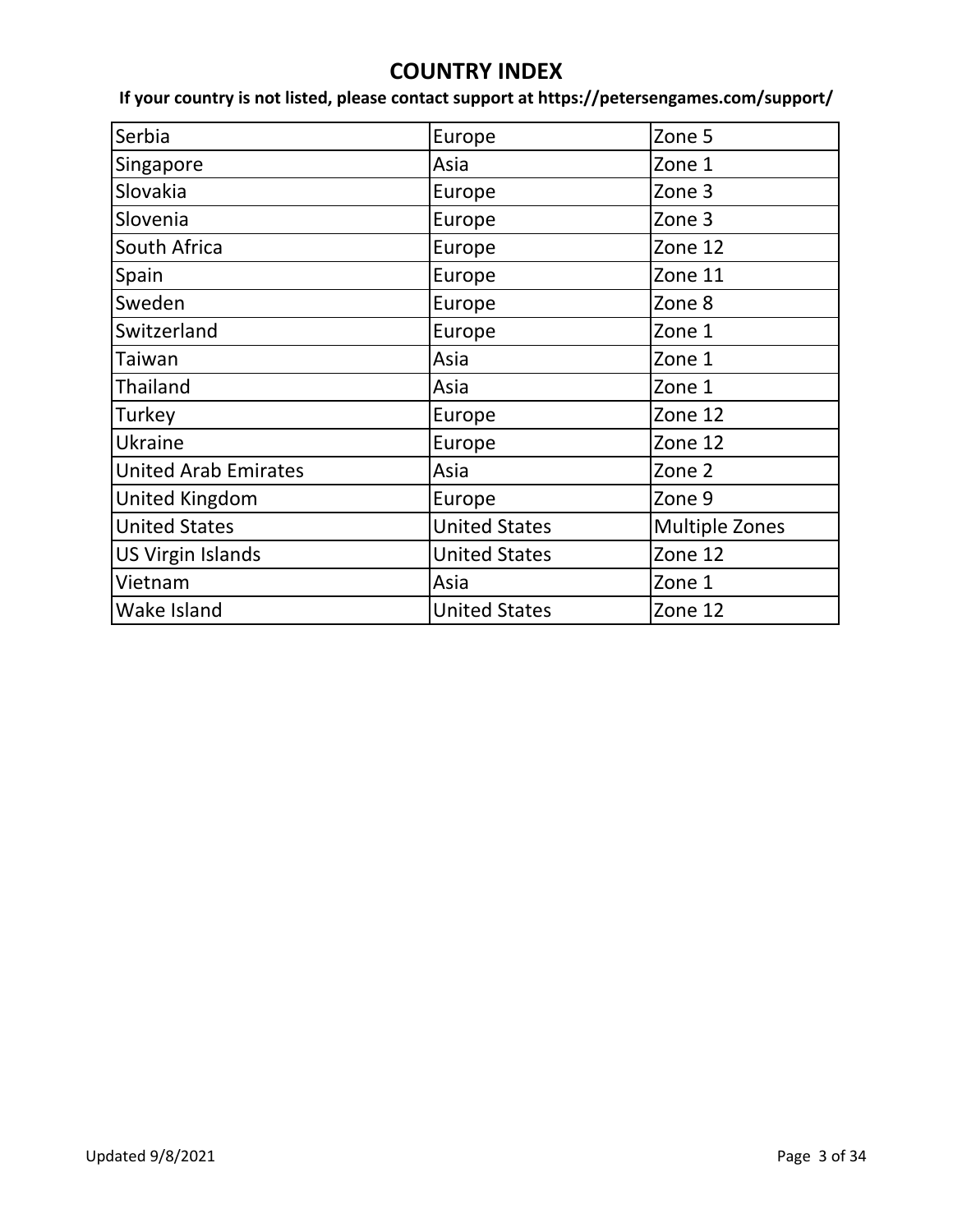## COUNTRY INDEX

**If your country is not listed, please contact support at https://petersengames.com/support/**

| | | |
|---|---|---|
| Serbia | Europe | Zone 5 |
| Singapore | Asia | Zone 1 |
| Slovakia | Europe | Zone 3 |
| Slovenia | Europe | Zone 3 |
| South Africa | Europe | Zone 12 |
| Spain | Europe | Zone 11 |
| Sweden | Europe | Zone 8 |
| Switzerland | Europe | Zone 1 |
| Taiwan | Asia | Zone 1 |
| Thailand | Asia | Zone 1 |
| Turkey | Europe | Zone 12 |
| Ukraine | Europe | Zone 12 |
| United Arab Emirates | Asia | Zone 2 |
| United Kingdom | Europe | Zone 9 |
| United States | United States | Multiple Zones |
| US Virgin Islands | United States | Zone 12 |
| Vietnam | Asia | Zone 1 |
| Wake Island | United States | Zone 12 |

Updated 9/8/2021